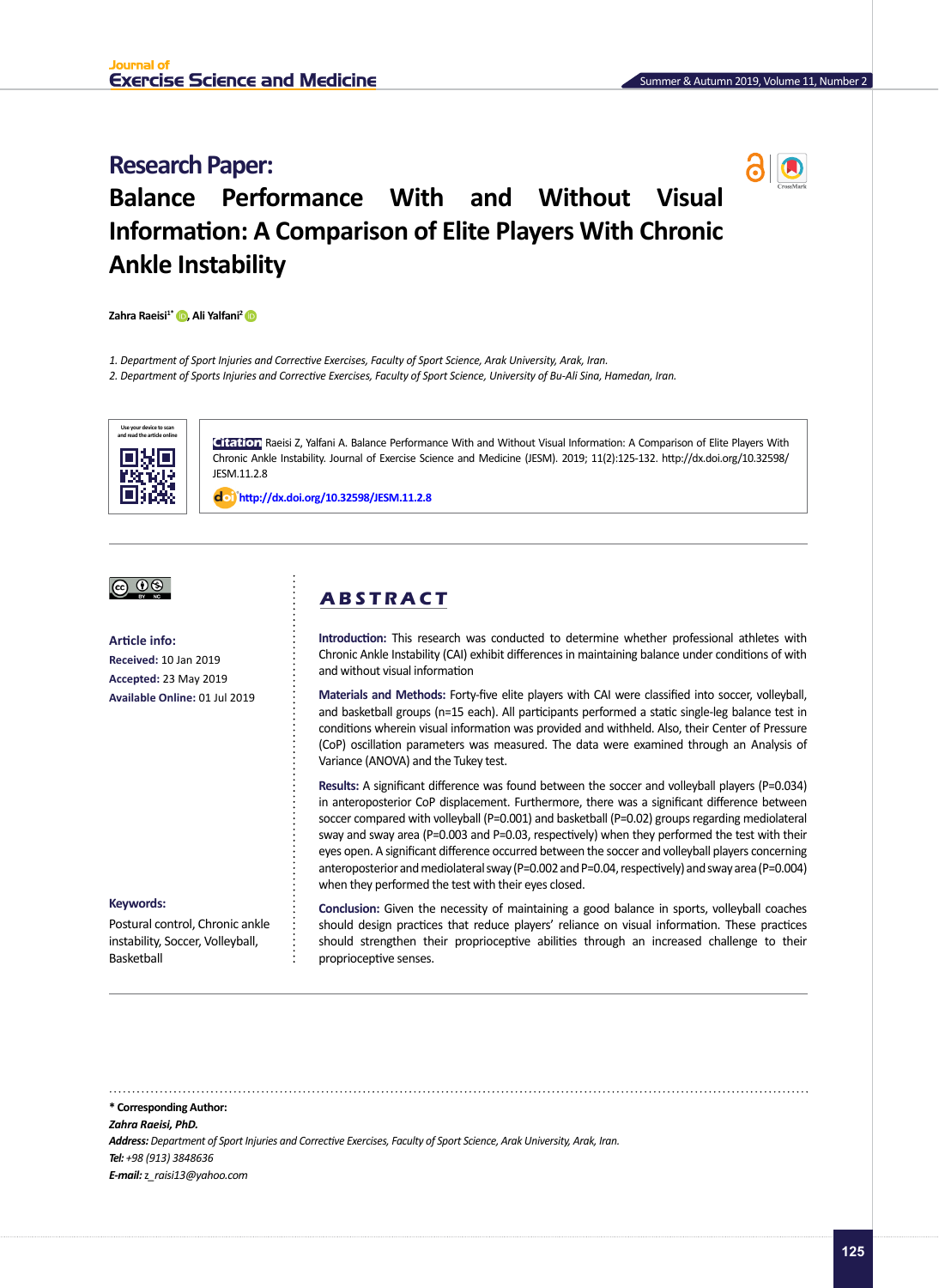# Research Paper: Balance Performance With and Without Visual Information: A Comparison of Elite Players With Chronic Ankle Instability

Zahra Raeisi[1*], Ali Yalfani[2]

1. Department of Sport Injuries and Corrective Exercises, Faculty of Sport Science, Arak University, Arak, Iran.
2. Department of Sports Injuries and Corrective Exercises, Faculty of Sport Science, University of Bu-Ali Sina, Hamedan, Iran.

Use your device to scan and read the article online

**Citation** Raeisi Z, Yalfani A. Balance Performance With and Without Visual Information: A Comparison of Elite Players With Chronic Ankle Instability. Journal of Exercise Science and Medicine (JESM). 2019; 11(2):125-132. http://dx.doi.org/10.32598/JESM.11.2.8

http://dx.doi.org/10.32598/JESM.11.2.8

**Article info:**
**Received:** 10 Jan 2019
**Accepted:** 23 May 2019
**Available Online:** 01 Jul 2019

**Keywords:**
Postural control, Chronic ankle instability, Soccer, Volleyball, Basketball

## ABSTRACT

**Introduction:** This research was conducted to determine whether professional athletes with Chronic Ankle Instability (CAI) exhibit differences in maintaining balance under conditions of with and without visual information

**Materials and Methods:** Forty-five elite players with CAI were classified into soccer, volleyball, and basketball groups (n=15 each). All participants performed a static single-leg balance test in conditions wherein visual information was provided and withheld. Also, their Center of Pressure (CoP) oscillation parameters was measured. The data were examined through an Analysis of Variance (ANOVA) and the Tukey test.

**Results:** A significant difference was found between the soccer and volleyball players (P=0.034) in anteroposterior CoP displacement. Furthermore, there was a significant difference between soccer compared with volleyball (P=0.001) and basketball (P=0.02) groups regarding mediolateral sway and sway area (P=0.003 and P=0.03, respectively) when they performed the test with their eyes open. A significant difference occurred between the soccer and volleyball players concerning anteroposterior and mediolateral sway (P=0.002 and P=0.04, respectively) and sway area (P=0.004) when they performed the test with their eyes closed.

**Conclusion:** Given the necessity of maintaining a good balance in sports, volleyball coaches should design practices that reduce players' reliance on visual information. These practices should strengthen their proprioceptive abilities through an increased challenge to their proprioceptive senses.

**\* Corresponding Author:**
*Zahra Raeisi, PhD.*
***Address:*** *Department of Sport Injuries and Corrective Exercises, Faculty of Sport Science, Arak University, Arak, Iran.*
***Tel:*** *+98 (913) 3848636*
***E-mail:*** *z_raisi13@yahoo.com*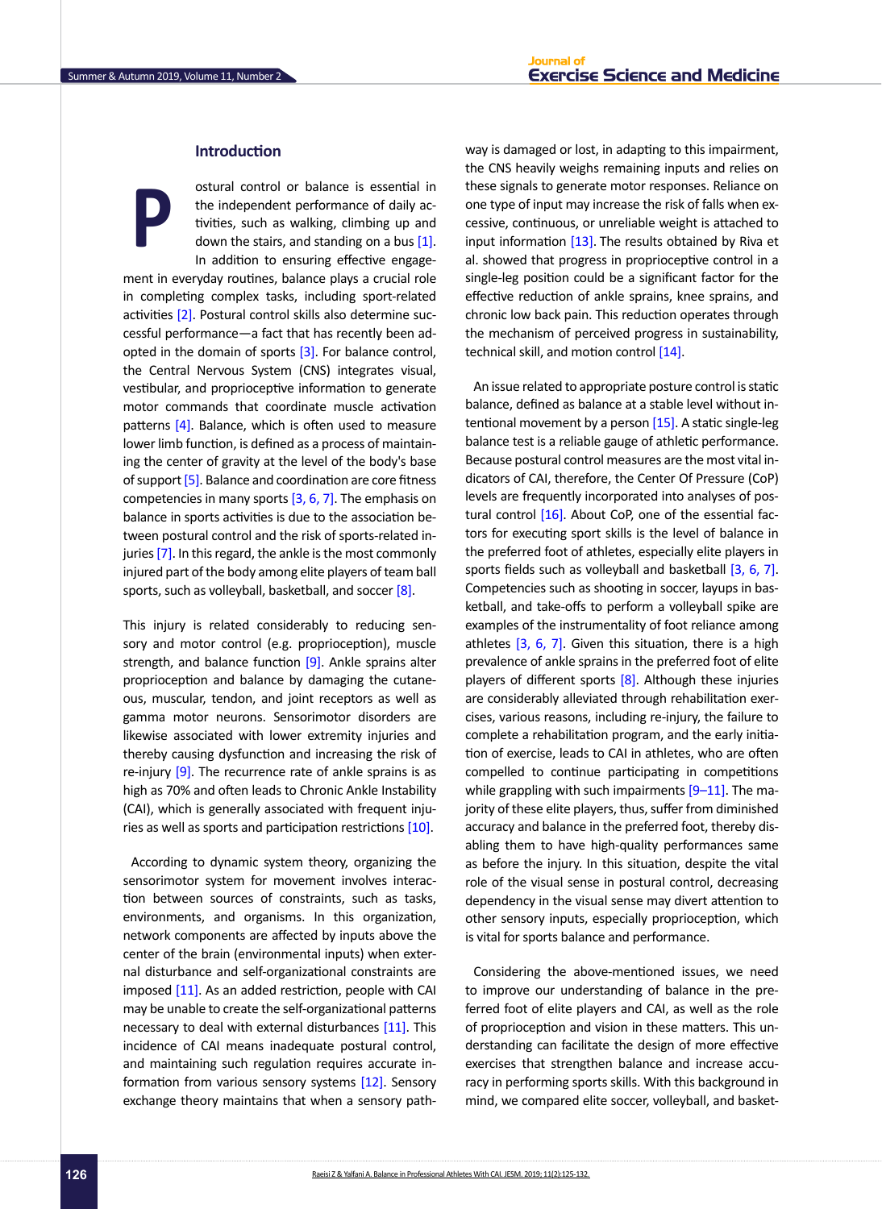## Introduction

Postural control or balance is essential in the independent performance of daily activities, such as walking, climbing up and down the stairs, and standing on a bus [1]. In addition to ensuring effective engagement in everyday routines, balance plays a crucial role in completing complex tasks, including sport-related activities [2]. Postural control skills also determine successful performance—a fact that has recently been adopted in the domain of sports [3]. For balance control, the Central Nervous System (CNS) integrates visual, vestibular, and proprioceptive information to generate motor commands that coordinate muscle activation patterns [4]. Balance, which is often used to measure lower limb function, is defined as a process of maintaining the center of gravity at the level of the body's base of support [5]. Balance and coordination are core fitness competencies in many sports [3, 6, 7]. The emphasis on balance in sports activities is due to the association between postural control and the risk of sports-related injuries [7]. In this regard, the ankle is the most commonly injured part of the body among elite players of team ball sports, such as volleyball, basketball, and soccer [8].

This injury is related considerably to reducing sensory and motor control (e.g. proprioception), muscle strength, and balance function [9]. Ankle sprains alter proprioception and balance by damaging the cutaneous, muscular, tendon, and joint receptors as well as gamma motor neurons. Sensorimotor disorders are likewise associated with lower extremity injuries and thereby causing dysfunction and increasing the risk of re-injury [9]. The recurrence rate of ankle sprains is as high as 70% and often leads to Chronic Ankle Instability (CAI), which is generally associated with frequent injuries as well as sports and participation restrictions [10].

According to dynamic system theory, organizing the sensorimotor system for movement involves interaction between sources of constraints, such as tasks, environments, and organisms. In this organization, network components are affected by inputs above the center of the brain (environmental inputs) when external disturbance and self-organizational constraints are imposed [11]. As an added restriction, people with CAI may be unable to create the self-organizational patterns necessary to deal with external disturbances [11]. This incidence of CAI means inadequate postural control, and maintaining such regulation requires accurate information from various sensory systems [12]. Sensory exchange theory maintains that when a sensory pathway is damaged or lost, in adapting to this impairment, the CNS heavily weighs remaining inputs and relies on these signals to generate motor responses. Reliance on one type of input may increase the risk of falls when excessive, continuous, or unreliable weight is attached to input information [13]. The results obtained by Riva et al. showed that progress in proprioceptive control in a single-leg position could be a significant factor for the effective reduction of ankle sprains, knee sprains, and chronic low back pain. This reduction operates through the mechanism of perceived progress in sustainability, technical skill, and motion control [14].

An issue related to appropriate posture control is static balance, defined as balance at a stable level without intentional movement by a person [15]. A static single-leg balance test is a reliable gauge of athletic performance. Because postural control measures are the most vital indicators of CAI, therefore, the Center Of Pressure (CoP) levels are frequently incorporated into analyses of postural control [16]. About CoP, one of the essential factors for executing sport skills is the level of balance in the preferred foot of athletes, especially elite players in sports fields such as volleyball and basketball [3, 6, 7]. Competencies such as shooting in soccer, layups in basketball, and take-offs to perform a volleyball spike are examples of the instrumentality of foot reliance among athletes [3, 6, 7]. Given this situation, there is a high prevalence of ankle sprains in the preferred foot of elite players of different sports [8]. Although these injuries are considerably alleviated through rehabilitation exercises, various reasons, including re-injury, the failure to complete a rehabilitation program, and the early initiation of exercise, leads to CAI in athletes, who are often compelled to continue participating in competitions while grappling with such impairments [9–11]. The majority of these elite players, thus, suffer from diminished accuracy and balance in the preferred foot, thereby disabling them to have high-quality performances same as before the injury. In this situation, despite the vital role of the visual sense in postural control, decreasing dependency in the visual sense may divert attention to other sensory inputs, especially proprioception, which is vital for sports balance and performance.

Considering the above-mentioned issues, we need to improve our understanding of balance in the preferred foot of elite players and CAI, as well as the role of proprioception and vision in these matters. This understanding can facilitate the design of more effective exercises that strengthen balance and increase accuracy in performing sports skills. With this background in mind, we compared elite soccer, volleyball, and basket-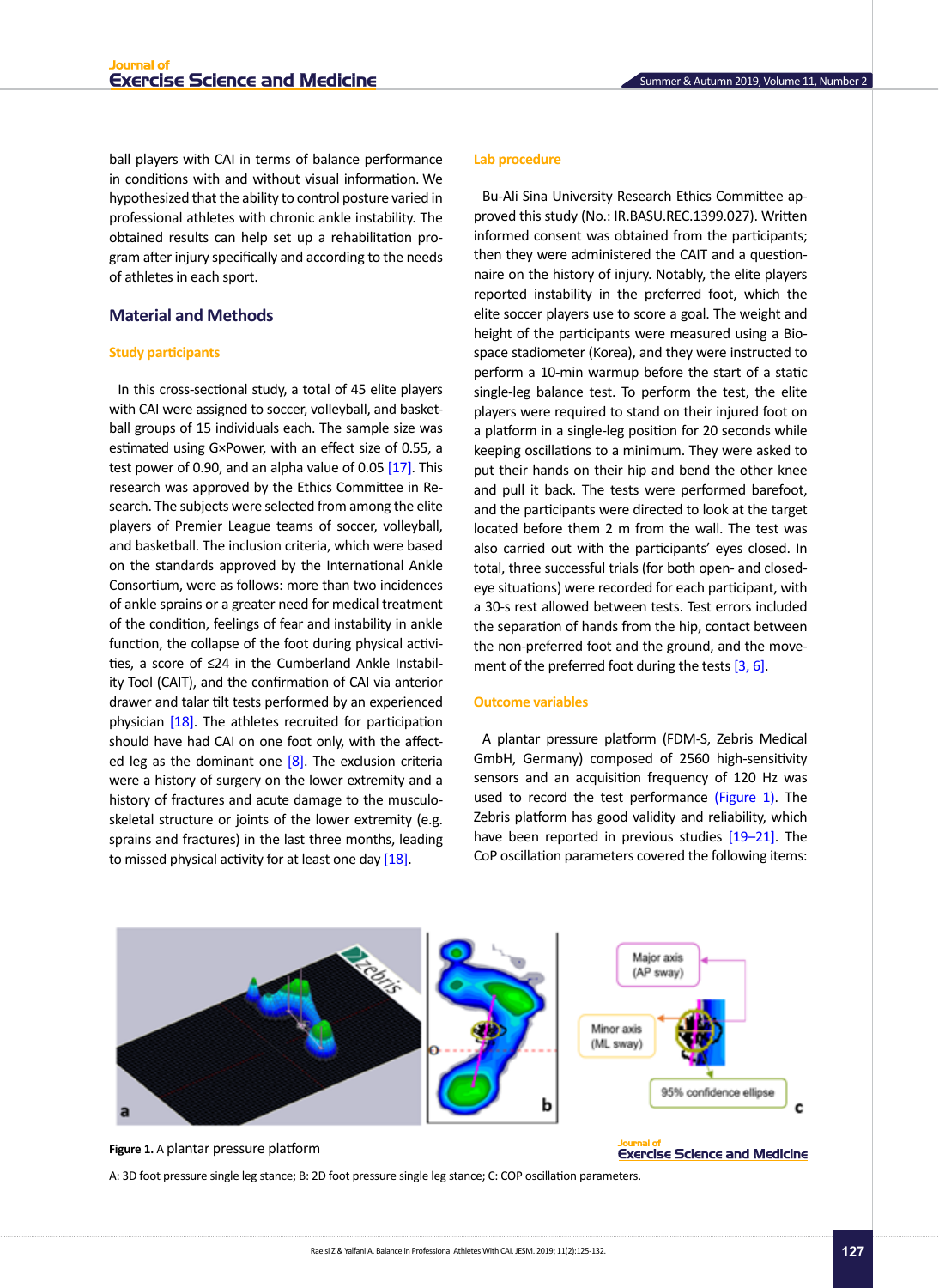ball players with CAI in terms of balance performance in conditions with and without visual information. We hypothesized that the ability to control posture varied in professional athletes with chronic ankle instability. The obtained results can help set up a rehabilitation program after injury specifically and according to the needs of athletes in each sport.

## Material and Methods

### Study participants

In this cross-sectional study, a total of 45 elite players with CAI were assigned to soccer, volleyball, and basketball groups of 15 individuals each. The sample size was estimated using G×Power, with an effect size of 0.55, a test power of 0.90, and an alpha value of 0.05 [17]. This research was approved by the Ethics Committee in Research. The subjects were selected from among the elite players of Premier League teams of soccer, volleyball, and basketball. The inclusion criteria, which were based on the standards approved by the International Ankle Consortium, were as follows: more than two incidences of ankle sprains or a greater need for medical treatment of the condition, feelings of fear and instability in ankle function, the collapse of the foot during physical activities, a score of ≤24 in the Cumberland Ankle Instability Tool (CAIT), and the confirmation of CAI via anterior drawer and talar tilt tests performed by an experienced physician [18]. The athletes recruited for participation should have had CAI on one foot only, with the affected leg as the dominant one [8]. The exclusion criteria were a history of surgery on the lower extremity and a history of fractures and acute damage to the musculoskeletal structure or joints of the lower extremity (e.g. sprains and fractures) in the last three months, leading to missed physical activity for at least one day [18].

### Lab procedure

Bu-Ali Sina University Research Ethics Committee approved this study (No.: IR.BASU.REC.1399.027). Written informed consent was obtained from the participants; then they were administered the CAIT and a questionnaire on the history of injury. Notably, the elite players reported instability in the preferred foot, which the elite soccer players use to score a goal. The weight and height of the participants were measured using a Biospace stadiometer (Korea), and they were instructed to perform a 10-min warmup before the start of a static single-leg balance test. To perform the test, the elite players were required to stand on their injured foot on a platform in a single-leg position for 20 seconds while keeping oscillations to a minimum. They were asked to put their hands on their hip and bend the other knee and pull it back. The tests were performed barefoot, and the participants were directed to look at the target located before them 2 m from the wall. The test was also carried out with the participants' eyes closed. In total, three successful trials (for both open- and closed-eye situations) were recorded for each participant, with a 30-s rest allowed between tests. Test errors included the separation of hands from the hip, contact between the non-preferred foot and the ground, and the movement of the preferred foot during the tests [3, 6].

### Outcome variables

A plantar pressure platform (FDM-S, Zebris Medical GmbH, Germany) composed of 2560 high-sensitivity sensors and an acquisition frequency of 120 Hz was used to record the test performance (Figure 1). The Zebris platform has good validity and reliability, which have been reported in previous studies [19–21]. The CoP oscillation parameters covered the following items:

a

b

Major axis (AP sway)

Minor axis (ML sway)

95% confidence ellipse

c

**Figure 1.** A plantar pressure platform

A: 3D foot pressure single leg stance; B: 2D foot pressure single leg stance; C: COP oscillation parameters.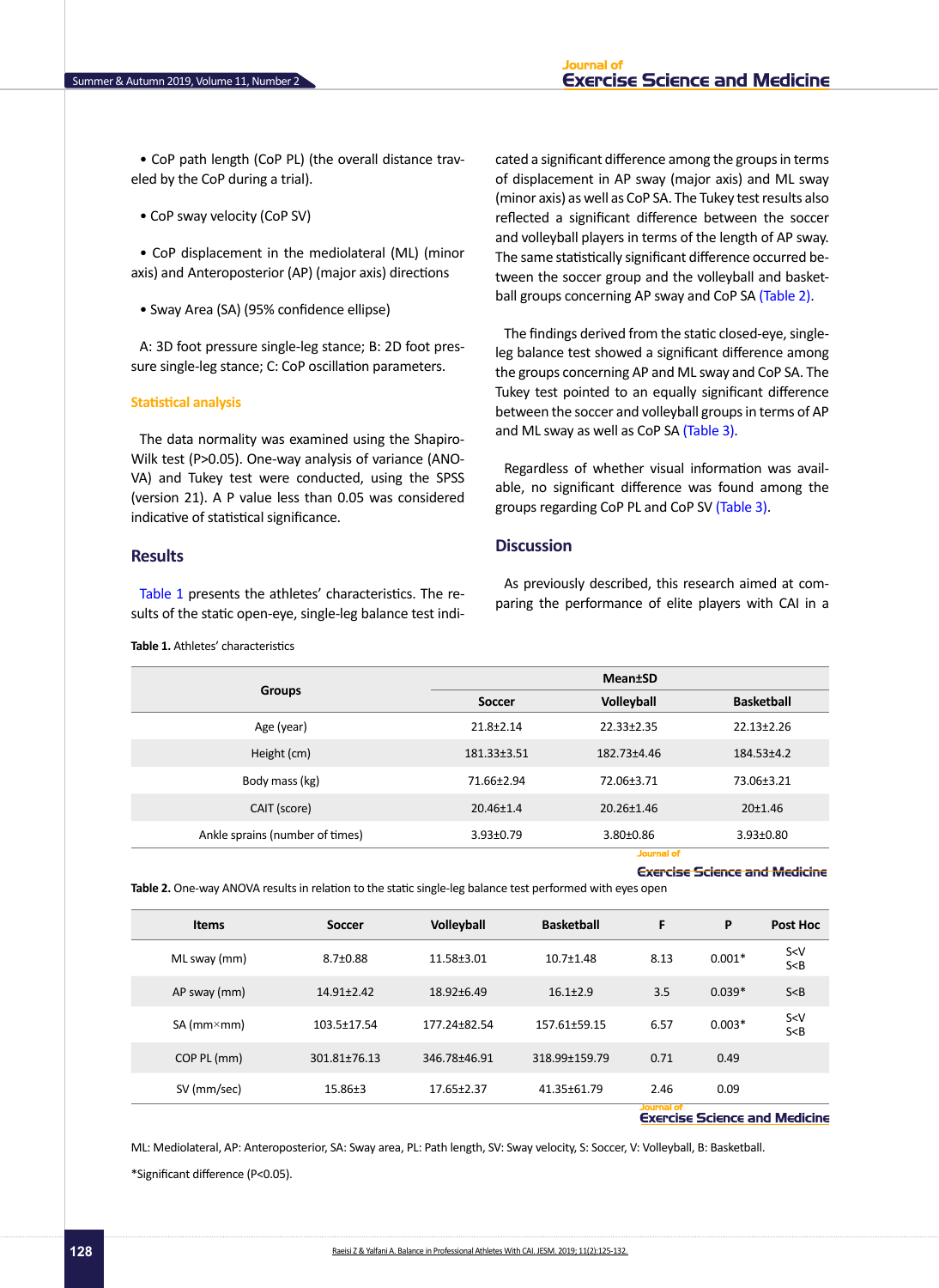- CoP path length (CoP PL) (the overall distance traveled by the CoP during a trial).

- CoP sway velocity (CoP SV)

- CoP displacement in the mediolateral (ML) (minor axis) and Anteroposterior (AP) (major axis) directions

- Sway Area (SA) (95% confidence ellipse)

A: 3D foot pressure single-leg stance; B: 2D foot pressure single-leg stance; C: CoP oscillation parameters.

### Statistical analysis

The data normality was examined using the Shapiro-Wilk test (P>0.05). One-way analysis of variance (ANOVA) and Tukey test were conducted, using the SPSS (version 21). A P value less than 0.05 was considered indicative of statistical significance.

## Results

Table 1 presents the athletes' characteristics. The results of the static open-eye, single-leg balance test indicated a significant difference among the groups in terms of displacement in AP sway (major axis) and ML sway (minor axis) as well as CoP SA. The Tukey test results also reflected a significant difference between the soccer and volleyball players in terms of the length of AP sway. The same statistically significant difference occurred between the soccer group and the volleyball and basketball groups concerning AP sway and CoP SA (Table 2).

The findings derived from the static closed-eye, single-leg balance test showed a significant difference among the groups concerning AP and ML sway and CoP SA. The Tukey test pointed to an equally significant difference between the soccer and volleyball groups in terms of AP and ML sway as well as CoP SA (Table 3).

Regardless of whether visual information was available, no significant difference was found among the groups regarding CoP PL and CoP SV (Table 3).

## Discussion

As previously described, this research aimed at comparing the performance of elite players with CAI in a

**Table 1.** Athletes' characteristics

| Groups | Mean±SD | | |
|---|---|---|---|
| | Soccer | Volleyball | Basketball |
| Age (year) | 21.8±2.14 | 22.33±2.35 | 22.13±2.26 |
| Height (cm) | 181.33±3.51 | 182.73±4.46 | 184.53±4.2 |
| Body mass (kg) | 71.66±2.94 | 72.06±3.71 | 73.06±3.21 |
| CAIT (score) | 20.46±1.4 | 20.26±1.46 | 20±1.46 |
| Ankle sprains (number of times) | 3.93±0.79 | 3.80±0.86 | 3.93±0.80 |

**Table 2.** One-way ANOVA results in relation to the static single-leg balance test performed with eyes open

| Items | Soccer | Volleyball | Basketball | F | P | Post Hoc |
|---|---|---|---|---|---|---|
| ML sway (mm) | 8.7±0.88 | 11.58±3.01 | 10.7±1.48 | 8.13 | 0.001* | S<V S<B |
| AP sway (mm) | 14.91±2.42 | 18.92±6.49 | 16.1±2.9 | 3.5 | 0.039* | S<B |
| SA (mm×mm) | 103.5±17.54 | 177.24±82.54 | 157.61±59.15 | 6.57 | 0.003* | S<V S<B |
| COP PL (mm) | 301.81±76.13 | 346.78±46.91 | 318.99±159.79 | 0.71 | 0.49 | |
| SV (mm/sec) | 15.86±3 | 17.65±2.37 | 41.35±61.79 | 2.46 | 0.09 | |

ML: Mediolateral, AP: Anteroposterior, SA: Sway area, PL: Path length, SV: Sway velocity, S: Soccer, V: Volleyball, B: Basketball.

*Significant difference (P<0.05).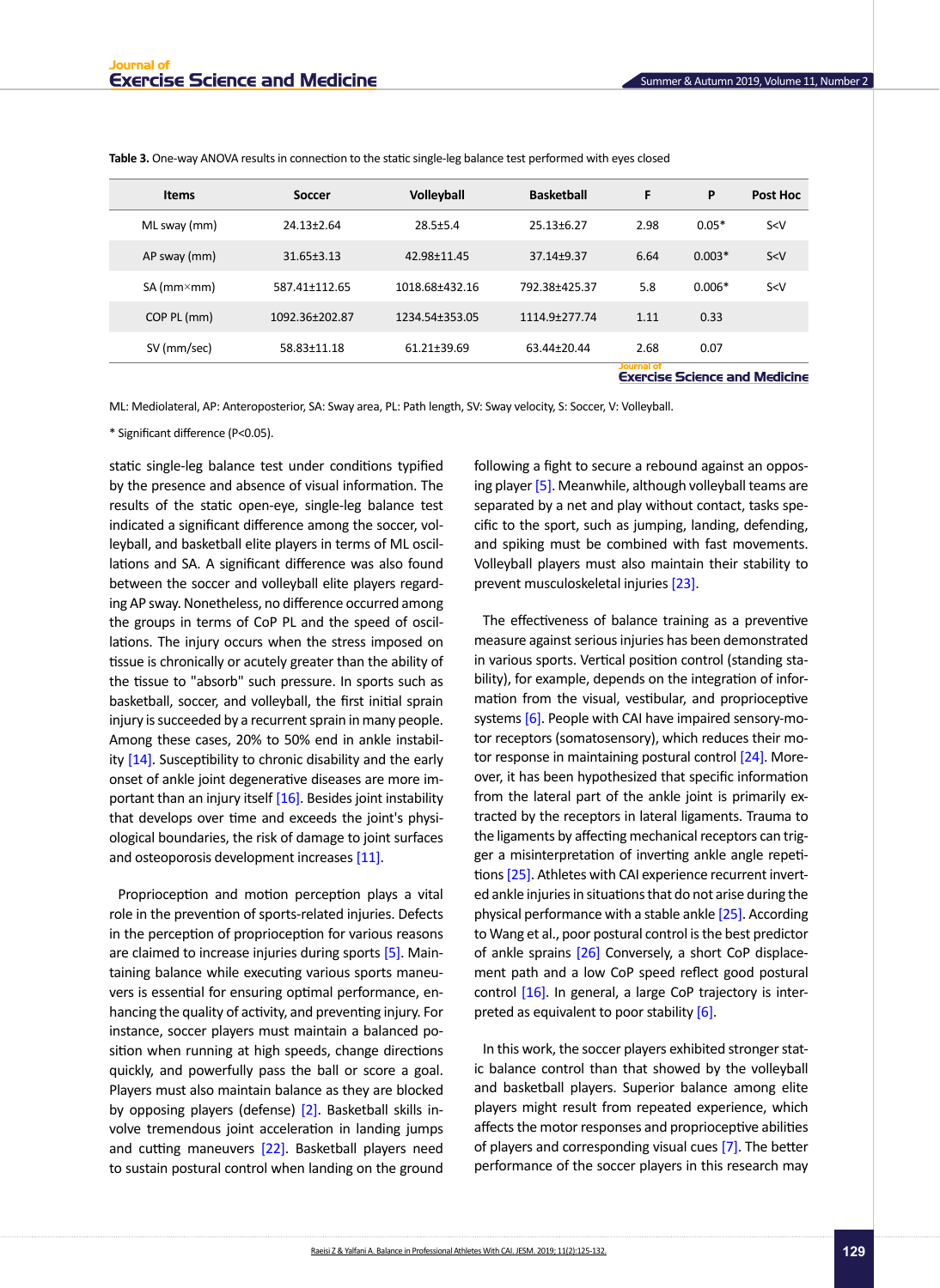**Table 3.** One-way ANOVA results in connection to the static single-leg balance test performed with eyes closed

| Items | Soccer | Volleyball | Basketball | F | P | Post Hoc |
|---|---|---|---|---|---|---|
| ML sway (mm) | 24.13±2.64 | 28.5±5.4 | 25.13±6.27 | 2.98 | 0.05* | S<V |
| AP sway (mm) | 31.65±3.13 | 42.98±11.45 | 37.14±9.37 | 6.64 | 0.003* | S<V |
| SA (mm×mm) | 587.41±112.65 | 1018.68±432.16 | 792.38±425.37 | 5.8 | 0.006* | S<V |
| COP PL (mm) | 1092.36±202.87 | 1234.54±353.05 | 1114.9±277.74 | 1.11 | 0.33 | |
| SV (mm/sec) | 58.83±11.18 | 61.21±39.69 | 63.44±20.44 | 2.68 | 0.07 | |

ML: Mediolateral, AP: Anteroposterior, SA: Sway area, PL: Path length, SV: Sway velocity, S: Soccer, V: Volleyball.

* Significant difference (P<0.05).

static single-leg balance test under conditions typified by the presence and absence of visual information. The results of the static open-eye, single-leg balance test indicated a significant difference among the soccer, volleyball, and basketball elite players in terms of ML oscillations and SA. A significant difference was also found between the soccer and volleyball elite players regarding AP sway. Nonetheless, no difference occurred among the groups in terms of CoP PL and the speed of oscillations. The injury occurs when the stress imposed on tissue is chronically or acutely greater than the ability of the tissue to "absorb" such pressure. In sports such as basketball, soccer, and volleyball, the first initial sprain injury is succeeded by a recurrent sprain in many people. Among these cases, 20% to 50% end in ankle instability [14]. Susceptibility to chronic disability and the early onset of ankle joint degenerative diseases are more important than an injury itself [16]. Besides joint instability that develops over time and exceeds the joint's physiological boundaries, the risk of damage to joint surfaces and osteoporosis development increases [11].

Proprioception and motion perception plays a vital role in the prevention of sports-related injuries. Defects in the perception of proprioception for various reasons are claimed to increase injuries during sports [5]. Maintaining balance while executing various sports maneuvers is essential for ensuring optimal performance, enhancing the quality of activity, and preventing injury. For instance, soccer players must maintain a balanced position when running at high speeds, change directions quickly, and powerfully pass the ball or score a goal. Players must also maintain balance as they are blocked by opposing players (defense) [2]. Basketball skills involve tremendous joint acceleration in landing jumps and cutting maneuvers [22]. Basketball players need to sustain postural control when landing on the ground following a fight to secure a rebound against an opposing player [5]. Meanwhile, although volleyball teams are separated by a net and play without contact, tasks specific to the sport, such as jumping, landing, defending, and spiking must be combined with fast movements. Volleyball players must also maintain their stability to prevent musculoskeletal injuries [23].

The effectiveness of balance training as a preventive measure against serious injuries has been demonstrated in various sports. Vertical position control (standing stability), for example, depends on the integration of information from the visual, vestibular, and proprioceptive systems [6]. People with CAI have impaired sensory-motor receptors (somatosensory), which reduces their motor response in maintaining postural control [24]. Moreover, it has been hypothesized that specific information from the lateral part of the ankle joint is primarily extracted by the receptors in lateral ligaments. Trauma to the ligaments by affecting mechanical receptors can trigger a misinterpretation of inverting ankle angle repetitions [25]. Athletes with CAI experience recurrent inverted ankle injuries in situations that do not arise during the physical performance with a stable ankle [25]. According to Wang et al., poor postural control is the best predictor of ankle sprains [26] Conversely, a short CoP displacement path and a low CoP speed reflect good postural control [16]. In general, a large CoP trajectory is interpreted as equivalent to poor stability [6].

In this work, the soccer players exhibited stronger static balance control than that showed by the volleyball and basketball players. Superior balance among elite players might result from repeated experience, which affects the motor responses and proprioceptive abilities of players and corresponding visual cues [7]. The better performance of the soccer players in this research may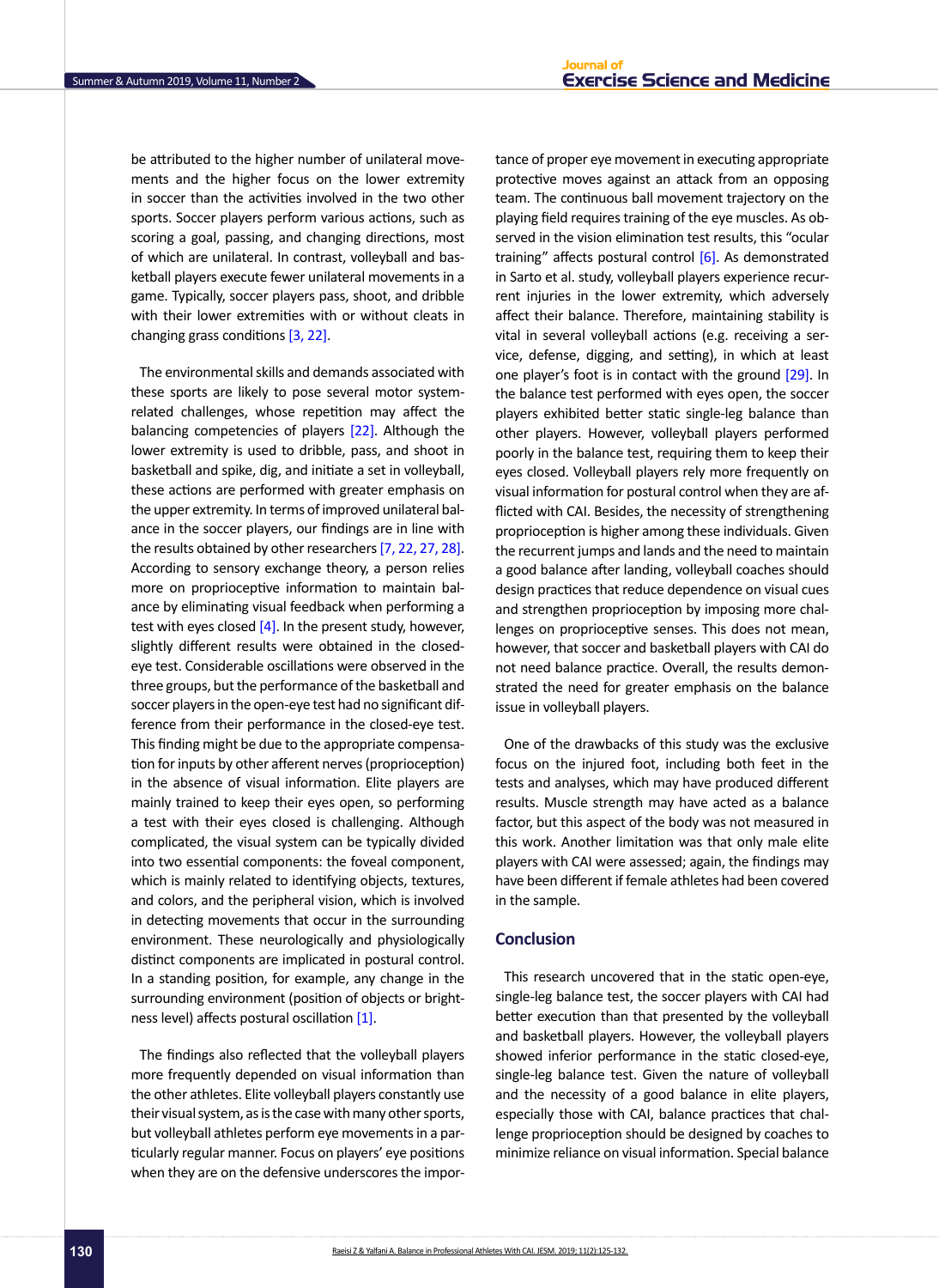be attributed to the higher number of unilateral movements and the higher focus on the lower extremity in soccer than the activities involved in the two other sports. Soccer players perform various actions, such as scoring a goal, passing, and changing directions, most of which are unilateral. In contrast, volleyball and basketball players execute fewer unilateral movements in a game. Typically, soccer players pass, shoot, and dribble with their lower extremities with or without cleats in changing grass conditions [3, 22].

The environmental skills and demands associated with these sports are likely to pose several motor system-related challenges, whose repetition may affect the balancing competencies of players [22]. Although the lower extremity is used to dribble, pass, and shoot in basketball and spike, dig, and initiate a set in volleyball, these actions are performed with greater emphasis on the upper extremity. In terms of improved unilateral balance in the soccer players, our findings are in line with the results obtained by other researchers [7, 22, 27, 28]. According to sensory exchange theory, a person relies more on proprioceptive information to maintain balance by eliminating visual feedback when performing a test with eyes closed [4]. In the present study, however, slightly different results were obtained in the closed-eye test. Considerable oscillations were observed in the three groups, but the performance of the basketball and soccer players in the open-eye test had no significant difference from their performance in the closed-eye test. This finding might be due to the appropriate compensation for inputs by other afferent nerves (proprioception) in the absence of visual information. Elite players are mainly trained to keep their eyes open, so performing a test with their eyes closed is challenging. Although complicated, the visual system can be typically divided into two essential components: the foveal component, which is mainly related to identifying objects, textures, and colors, and the peripheral vision, which is involved in detecting movements that occur in the surrounding environment. These neurologically and physiologically distinct components are implicated in postural control. In a standing position, for example, any change in the surrounding environment (position of objects or brightness level) affects postural oscillation [1].

The findings also reflected that the volleyball players more frequently depended on visual information than the other athletes. Elite volleyball players constantly use their visual system, as is the case with many other sports, but volleyball athletes perform eye movements in a particularly regular manner. Focus on players' eye positions when they are on the defensive underscores the importance of proper eye movement in executing appropriate protective moves against an attack from an opposing team. The continuous ball movement trajectory on the playing field requires training of the eye muscles. As observed in the vision elimination test results, this "ocular training" affects postural control [6]. As demonstrated in Sarto et al. study, volleyball players experience recurrent injuries in the lower extremity, which adversely affect their balance. Therefore, maintaining stability is vital in several volleyball actions (e.g. receiving a service, defense, digging, and setting), in which at least one player's foot is in contact with the ground [29]. In the balance test performed with eyes open, the soccer players exhibited better static single-leg balance than other players. However, volleyball players performed poorly in the balance test, requiring them to keep their eyes closed. Volleyball players rely more frequently on visual information for postural control when they are afflicted with CAI. Besides, the necessity of strengthening proprioception is higher among these individuals. Given the recurrent jumps and lands and the need to maintain a good balance after landing, volleyball coaches should design practices that reduce dependence on visual cues and strengthen proprioception by imposing more challenges on proprioceptive senses. This does not mean, however, that soccer and basketball players with CAI do not need balance practice. Overall, the results demonstrated the need for greater emphasis on the balance issue in volleyball players.

One of the drawbacks of this study was the exclusive focus on the injured foot, including both feet in the tests and analyses, which may have produced different results. Muscle strength may have acted as a balance factor, but this aspect of the body was not measured in this work. Another limitation was that only male elite players with CAI were assessed; again, the findings may have been different if female athletes had been covered in the sample.

## Conclusion

This research uncovered that in the static open-eye, single-leg balance test, the soccer players with CAI had better execution than that presented by the volleyball and basketball players. However, the volleyball players showed inferior performance in the static closed-eye, single-leg balance test. Given the nature of volleyball and the necessity of a good balance in elite players, especially those with CAI, balance practices that challenge proprioception should be designed by coaches to minimize reliance on visual information. Special balance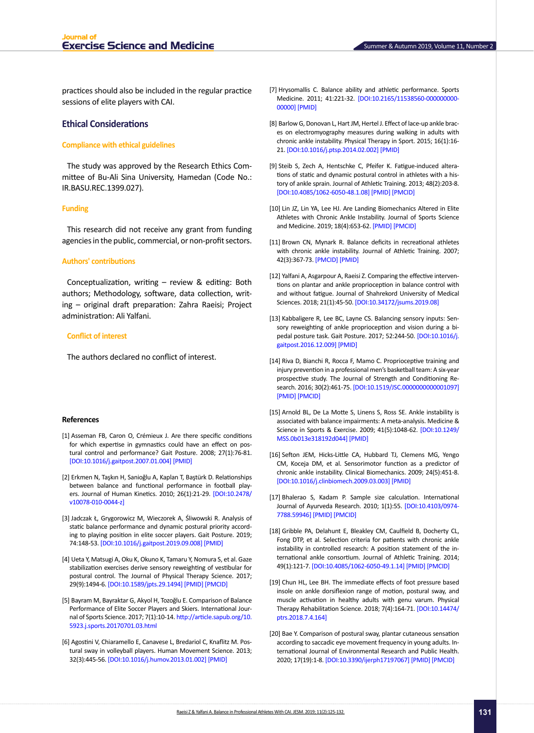practices should also be included in the regular practice sessions of elite players with CAI.

## Ethical Considerations

### Compliance with ethical guidelines

The study was approved by the Research Ethics Committee of Bu-Ali Sina University, Hamedan (Code No.: IR.BASU.REC.1399.027).

### Funding

This research did not receive any grant from funding agencies in the public, commercial, or non-profit sectors.

### Authors' contributions

Conceptualization, writing – review & editing: Both authors; Methodology, software, data collection, writing – original draft preparation: Zahra Raeisi; Project administration: Ali Yalfani.

### Conflict of interest

The authors declared no conflict of interest.

## References

[1] Asseman FB, Caron O, Crémieux J. Are there specific conditions for which expertise in gymnastics could have an effect on postural control and performance? Gait Posture. 2008; 27(1):76-81. [DOI:10.1016/j.gaitpost.2007.01.004] [PMID]

[2] Erkmen N, Taşkın H, Sanioğlu A, Kaplan T, Baştürk D. Relationships between balance and functional performance in football players. Journal of Human Kinetics. 2010; 26(1):21-29. [DOI:10.2478/v10078-010-0044-z]

[3] Jadczak Ł, Grygorowicz M, Wieczorek A, Śliwowski R. Analysis of static balance performance and dynamic postural priority according to playing position in elite soccer players. Gait Posture. 2019; 74:148-53. [DOI:10.1016/j.gaitpost.2019.09.008] [PMID]

[4] Ueta Y, Matsugi A, Oku K, Okuno K, Tamaru Y, Nomura S, et al. Gaze stabilization exercises derive sensory reweighting of vestibular for postural control. The Journal of Physical Therapy Science. 2017; 29(9):1494-6. [DOI:10.1589/jpts.29.1494] [PMID] [PMCID]

[5] Bayram M, Bayraktar G, Akyol H, Tozoğlu E. Comparison of Balance Performance of Elite Soccer Players and Skiers. International Journal of Sports Science. 2017; 7(1):10-14. http://article.sapub.org/10.5923.j.sports.20170701.03.html

[6] Agostini V, Chiaramello E, Canavese L, Bredariol C, Knaflitz M. Postural sway in volleyball players. Human Movement Science. 2013; 32(3):445-56. [DOI:10.1016/j.humov.2013.01.002] [PMID]

[7] Hrysomallis C. Balance ability and athletic performance. Sports Medicine. 2011; 41:221-32. [DOI:10.2165/11538560-000000000-00000] [PMID]

[8] Barlow G, Donovan L, Hart JM, Hertel J. Effect of lace-up ankle braces on electromyography measures during walking in adults with chronic ankle instability. Physical Therapy in Sport. 2015; 16(1):16-21. [DOI:10.1016/j.ptsp.2014.02.002] [PMID]

[9] Steib S, Zech A, Hentschke C, Pfeifer K. Fatigue-induced alterations of static and dynamic postural control in athletes with a history of ankle sprain. Journal of Athletic Training. 2013; 48(2):203-8. [DOI:10.4085/1062-6050-48.1.08] [PMID] [PMCID]

[10] Lin JZ, Lin YA, Lee HJ. Are Landing Biomechanics Altered in Elite Athletes with Chronic Ankle Instability. Journal of Sports Science and Medicine. 2019; 18(4):653-62. [PMID] [PMCID]

[11] Brown CN, Mynark R. Balance deficits in recreational athletes with chronic ankle instability. Journal of Athletic Training. 2007; 42(3):367-73. [PMCID] [PMID]

[12] Yalfani A, Asgarpour A, Raeisi Z. Comparing the effective interventions on plantar and ankle proprioception in balance control with and without fatigue. Journal of Shahrekord University of Medical Sciences. 2018; 21(1):45-50. [DOI:10.34172/jsums.2019.08]

[13] Kabbaligere R, Lee BC, Layne CS. Balancing sensory inputs: Sensory reweighting of ankle proprioception and vision during a bipedal posture task. Gait Posture. 2017; 52:244-50. [DOI:10.1016/j.gaitpost.2016.12.009] [PMID]

[14] Riva D, Bianchi R, Rocca F, Mamo C. Proprioceptive training and injury prevention in a professional men's basketball team: A six-year prospective study. The Journal of Strength and Conditioning Research. 2016; 30(2):461-75. [DOI:10.1519/JSC.0000000000001097] [PMID] [PMCID]

[15] Arnold BL, De La Motte S, Linens S, Ross SE. Ankle instability is associated with balance impairments: A meta-analysis. Medicine & Science in Sports & Exercise. 2009; 41(5):1048-62. [DOI:10.1249/MSS.0b013e318192d044] [PMID]

[16] Sefton JEM, Hicks-Little CA, Hubbard TJ, Clemens MG, Yengo CM, Koceja DM, et al. Sensorimotor function as a predictor of chronic ankle instability. Clinical Biomechanics. 2009; 24(5):451-8. [DOI:10.1016/j.clinbiomech.2009.03.003] [PMID]

[17] Bhalerao S, Kadam P. Sample size calculation. International Journal of Ayurveda Research. 2010; 1(1):55. [DOI:10.4103/0974-7788.59946] [PMID] [PMCID]

[18] Gribble PA, Delahunt E, Bleakley CM, Caulfield B, Docherty CL, Fong DTP, et al. Selection criteria for patients with chronic ankle instability in controlled research: A position statement of the international ankle consortium. Journal of Athletic Training. 2014; 49(1):121-7. [DOI:10.4085/1062-6050-49.1.14] [PMID] [PMCID]

[19] Chun HL, Lee BH. The immediate effects of foot pressure based insole on ankle dorsiflexion range of motion, postural sway, and muscle activation in healthy adults with genu varum. Physical Therapy Rehabilitation Science. 2018; 7(4):164-71. [DOI:10.14474/ptrs.2018.7.4.164]

[20] Bae Y. Comparison of postural sway, plantar cutaneous sensation according to saccadic eye movement frequency in young adults. International Journal of Environmental Research and Public Health. 2020; 17(19):1-8. [DOI:10.3390/ijerph17197067] [PMID] [PMCID]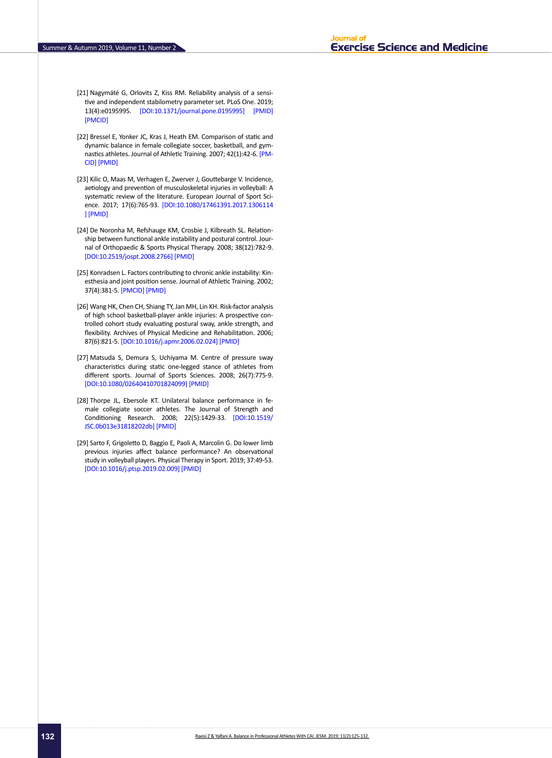[21] Nagymáté G, Orlovits Z, Kiss RM. Reliability analysis of a sensitive and independent stabilometry parameter set. PLoS One. 2019; 13(4):e0195995. [DOI:10.1371/journal.pone.0195995] [PMID] [PMCID]

[22] Bressel E, Yonker JC, Kras J, Heath EM. Comparison of static and dynamic balance in female collegiate soccer, basketball, and gymnastics athletes. Journal of Athletic Training. 2007; 42(1):42-6. [PMCID] [PMID]

[23] Kilic O, Maas M, Verhagen E, Zwerver J, Gouttebarge V. Incidence, aetiology and prevention of musculoskeletal injuries in volleyball: A systematic review of the literature. European Journal of Sport Science. 2017; 17(6):765-93. [DOI:10.1080/17461391.2017.1306114] [PMID]

[24] De Noronha M, Refshauge KM, Crosbie J, Kilbreath SL. Relationship between functional ankle instability and postural control. Journal of Orthopaedic & Sports Physical Therapy. 2008; 38(12):782-9. [DOI:10.2519/jospt.2008.2766] [PMID]

[25] Konradsen L. Factors contributing to chronic ankle instability: Kinesthesia and joint position sense. Journal of Athletic Training. 2002; 37(4):381-5. [PMCID] [PMID]

[26] Wang HK, Chen CH, Shiang TY, Jan MH, Lin KH. Risk-factor analysis of high school basketball-player ankle injuries: A prospective controlled cohort study evaluating postural sway, ankle strength, and flexibility. Archives of Physical Medicine and Rehabilitation. 2006; 87(6):821-5. [DOI:10.1016/j.apmr.2006.02.024] [PMID]

[27] Matsuda S, Demura S, Uchiyama M. Centre of pressure sway characteristics during static one-legged stance of athletes from different sports. Journal of Sports Sciences. 2008; 26(7):775-9. [DOI:10.1080/02640410701824099] [PMID]

[28] Thorpe JL, Ebersole KT. Unilateral balance performance in female collegiate soccer athletes. The Journal of Strength and Conditioning Research. 2008; 22(5):1429-33. [DOI:10.1519/JSC.0b013e31818202db] [PMID]

[29] Sarto F, Grigoletto D, Baggio E, Paoli A, Marcolin G. Do lower limb previous injuries affect balance performance? An observational study in volleyball players. Physical Therapy in Sport. 2019; 37:49-53. [DOI:10.1016/j.ptsp.2019.02.009] [PMID]